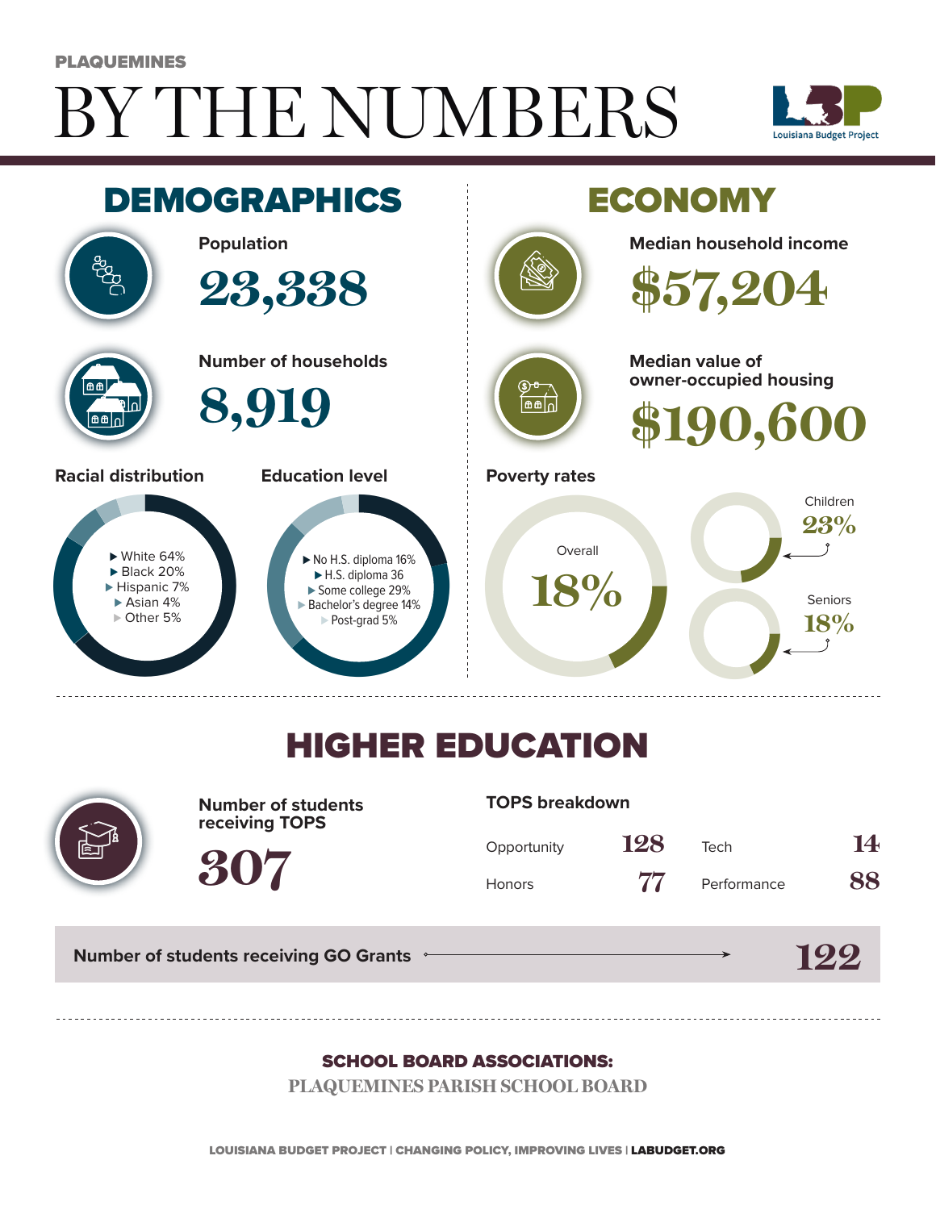PLAQUEMINES

# BY THE NUMBERS

Louisiana Budget Project

## DEMOGRAPHICS

**Population**

23,338

**Number of households**

8,919

**Racial distribution**

- White 64%
- Black 20%
- Hispanic 7%
- Asian 4%
- Other 5%

**Education level**

- No H.S. diploma 16%
- H.S. diploma 36
- Some college 29%
- Bachelor's degree 14%
- Post-grad 5%

## ECONOMY

**Median household income**

$57,204

**Median value of owner-occupied housing**

$190,600

**Poverty rates**

Overall 18%

Children 23%

Seniors 18%

## HIGHER EDUCATION

**Number of students receiving TOPS**

307

**TOPS breakdown**

| Opportunity | 128 | Tech | 14 |
|---|---|---|---|
| Honors | 77 | Performance | 88 |

**Number of students receiving GO Grants** 122

**SCHOOL BOARD ASSOCIATIONS:**

PLAQUEMINES PARISH SCHOOL BOARD

LOUISIANA BUDGET PROJECT | CHANGING POLICY, IMPROVING LIVES | LABUDGET.ORG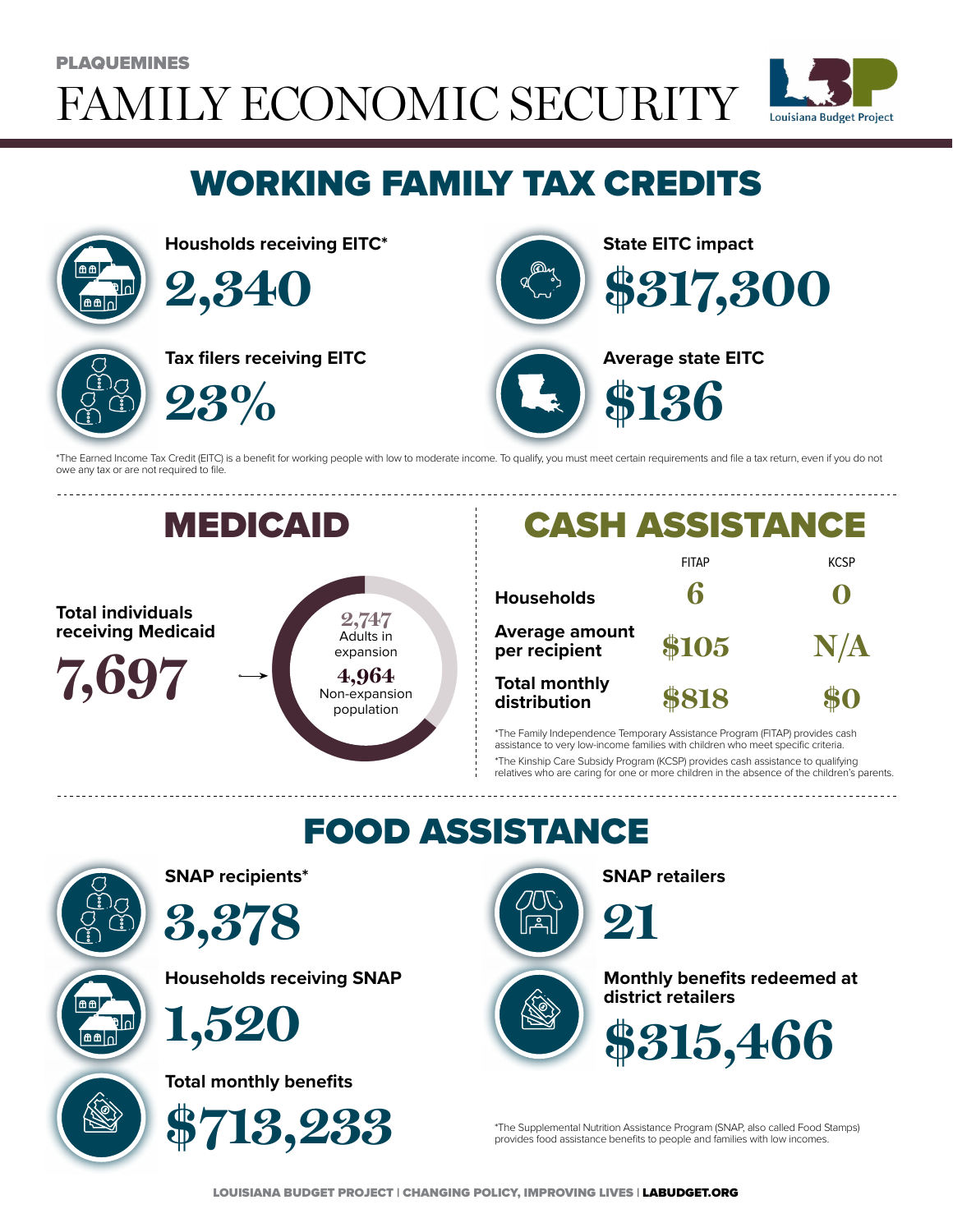PLAQUEMINES

# FAMILY ECONOMIC SECURITY

Louisiana Budget Project

## WORKING FAMILY TAX CREDITS

**Households receiving EITC***

**2,340**

**Tax filers receiving EITC**

**23%**

**State EITC impact**

**$317,300**

**Average state EITC**

**$136**

*The Earned Income Tax Credit (EITC) is a benefit for working people with low to moderate income. To qualify, you must meet certain requirements and file a tax return, even if you do not owe any tax or are not required to file.

## MEDICAID

**Total individuals receiving Medicaid**

**7,697**

2,747
Adults in expansion

4,964
Non-expansion population

## CASH ASSISTANCE

| | FITAP | KCSP |
|---|---|---|
| Households | 6 | 0 |
| Average amount per recipient | $105 | N/A |
| Total monthly distribution | $818 | $0 |

*The Family Independence Temporary Assistance Program (FITAP) provides cash assistance to very low-income families with children who meet specific criteria.

*The Kinship Care Subsidy Program (KCSP) provides cash assistance to qualifying relatives who are caring for one or more children in the absence of the children's parents.

## FOOD ASSISTANCE

**SNAP recipients***

**3,378**

**Households receiving SNAP**

**1,520**

**Total monthly benefits**

**$713,233**

**SNAP retailers**

**21**

**Monthly benefits redeemed at district retailers**

**$315,466**

*The Supplemental Nutrition Assistance Program (SNAP, also called Food Stamps) provides food assistance benefits to people and families with low incomes.

LOUISIANA BUDGET PROJECT | CHANGING POLICY, IMPROVING LIVES | LABUDGET.ORG